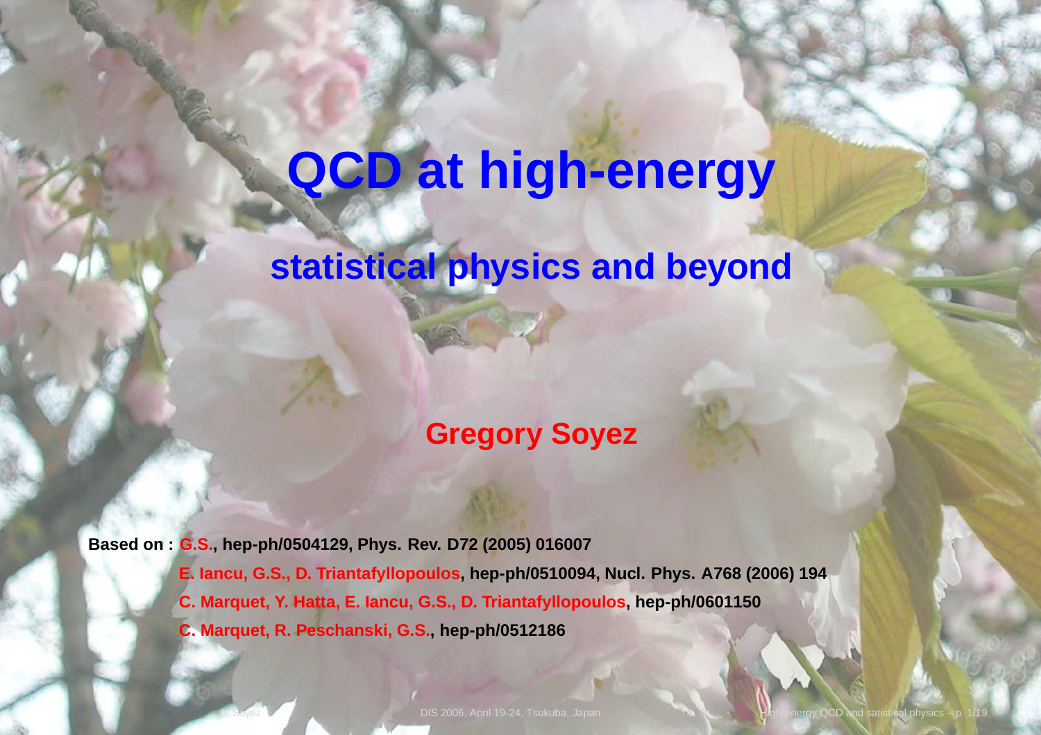# QCD at high-energy

## statistical physics and beyond

**Gregory Soyez**

**Based on : G.S., hep-ph/0504129, Phys. Rev. D72 (2005) 016007**
**E. Iancu, G.S., D. Triantafyllopoulos, hep-ph/0510094, Nucl. Phys. A768 (2006) 194**
**C. Marquet, Y. Hatta, E. Iancu, G.S., D. Triantafyllopoulos, hep-ph/0601150**
**C. Marquet, R. Peschanski, G.S., hep-ph/0512186**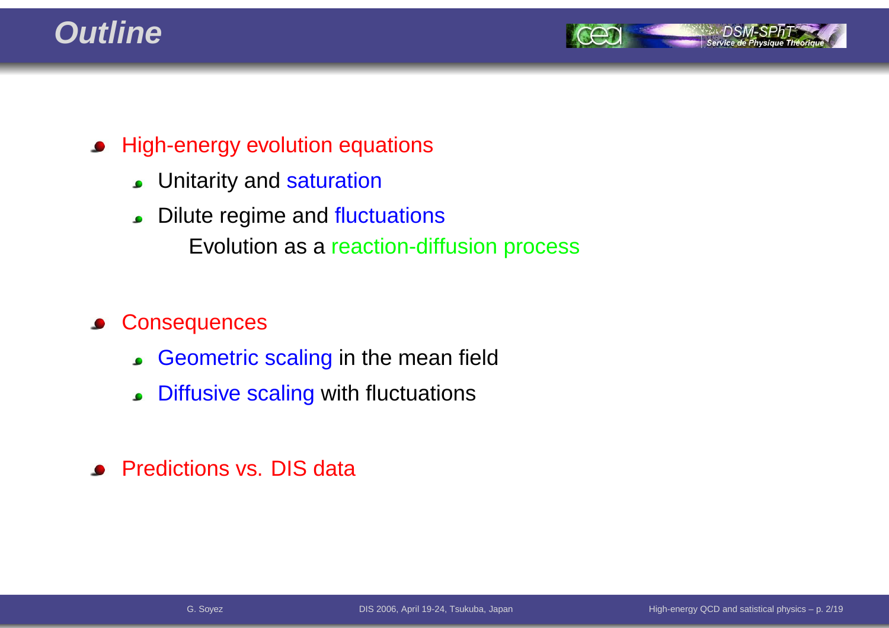# Outline

- High-energy evolution equations
  - Unitarity and saturation
  - Dilute regime and fluctuations

    Evolution as a reaction-diffusion process

- Consequences
  - Geometric scaling in the mean field
  - Diffusive scaling with fluctuations

- Predictions vs. DIS data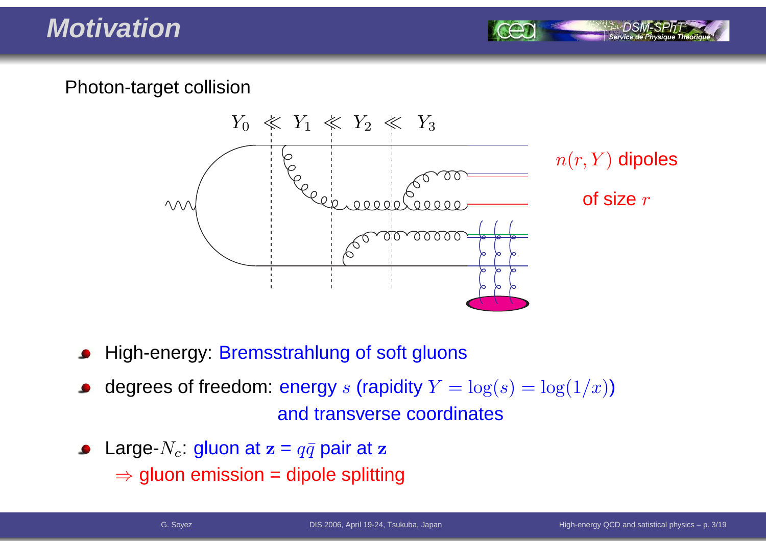# Motivation

Photon-target collision

$Y_0 \lll Y_1 \lll Y_2 \lll Y_3$

$n(r, Y)$ dipoles

of size $r$

- High-energy: Bremsstrahlung of soft gluons
- degrees of freedom: energy $s$ (rapidity $Y = \log(s) = \log(1/x)$)
  and transverse coordinates
- Large-$N_c$: gluon at $\mathbf{z}$ = $q\bar{q}$ pair at $\mathbf{z}$
  $\Rightarrow$ gluon emission = dipole splitting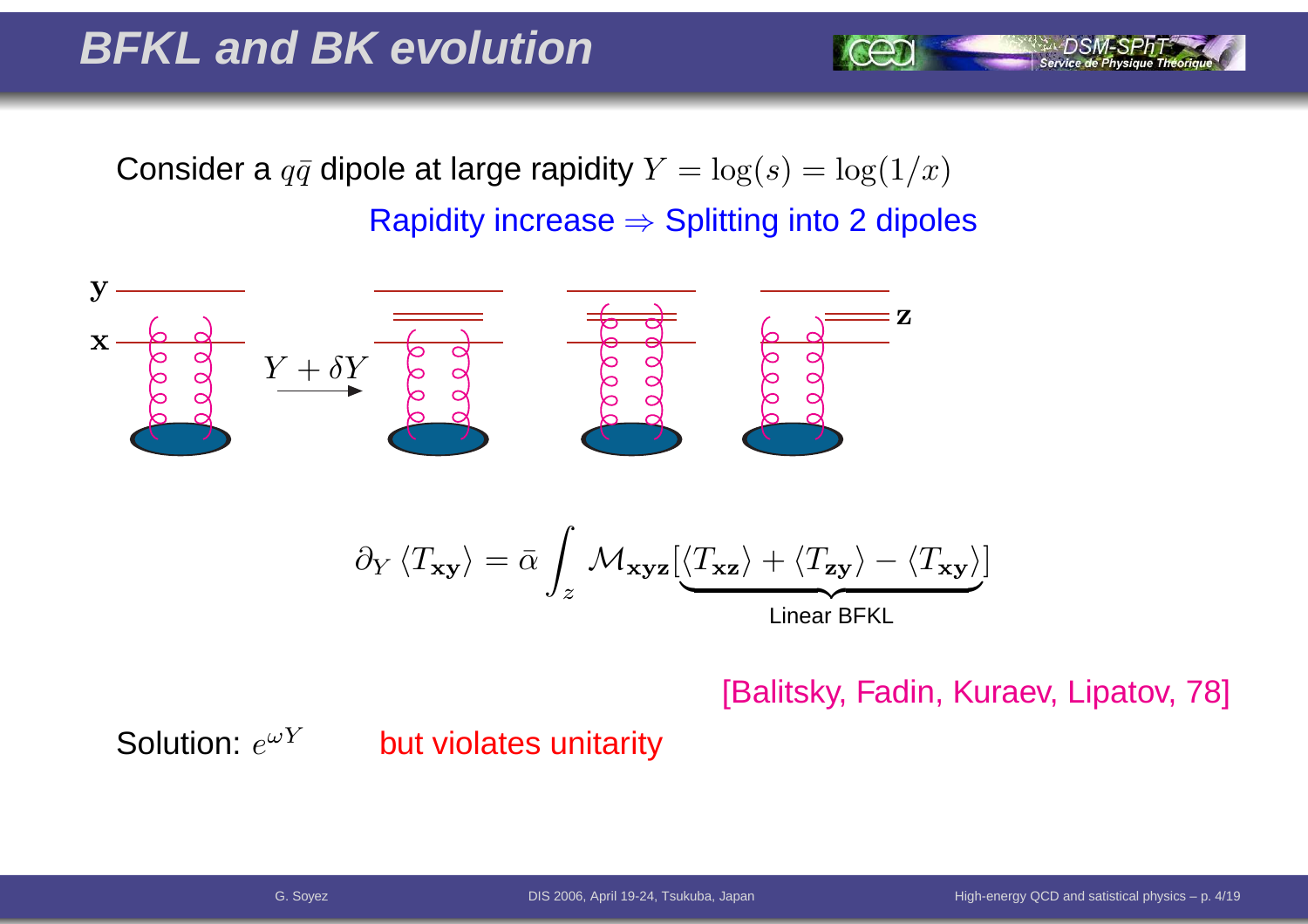# BFKL and BK evolution

Consider a $q\bar{q}$ dipole at large rapidity $Y = \log(s) = \log(1/x)$

Rapidity increase $\Rightarrow$ Splitting into 2 dipoles

$$\partial_Y \langle T_{\mathbf{xy}} \rangle = \bar{\alpha} \int_z \mathcal{M}_{\mathbf{xyz}} \underbrace{[\langle T_{\mathbf{xz}} \rangle + \langle T_{\mathbf{zy}} \rangle - \langle T_{\mathbf{xy}} \rangle]}_{\text{Linear BFKL}}$$

[Balitsky, Fadin, Kuraev, Lipatov, 78]

Solution: $e^{\omega Y}$ but violates unitarity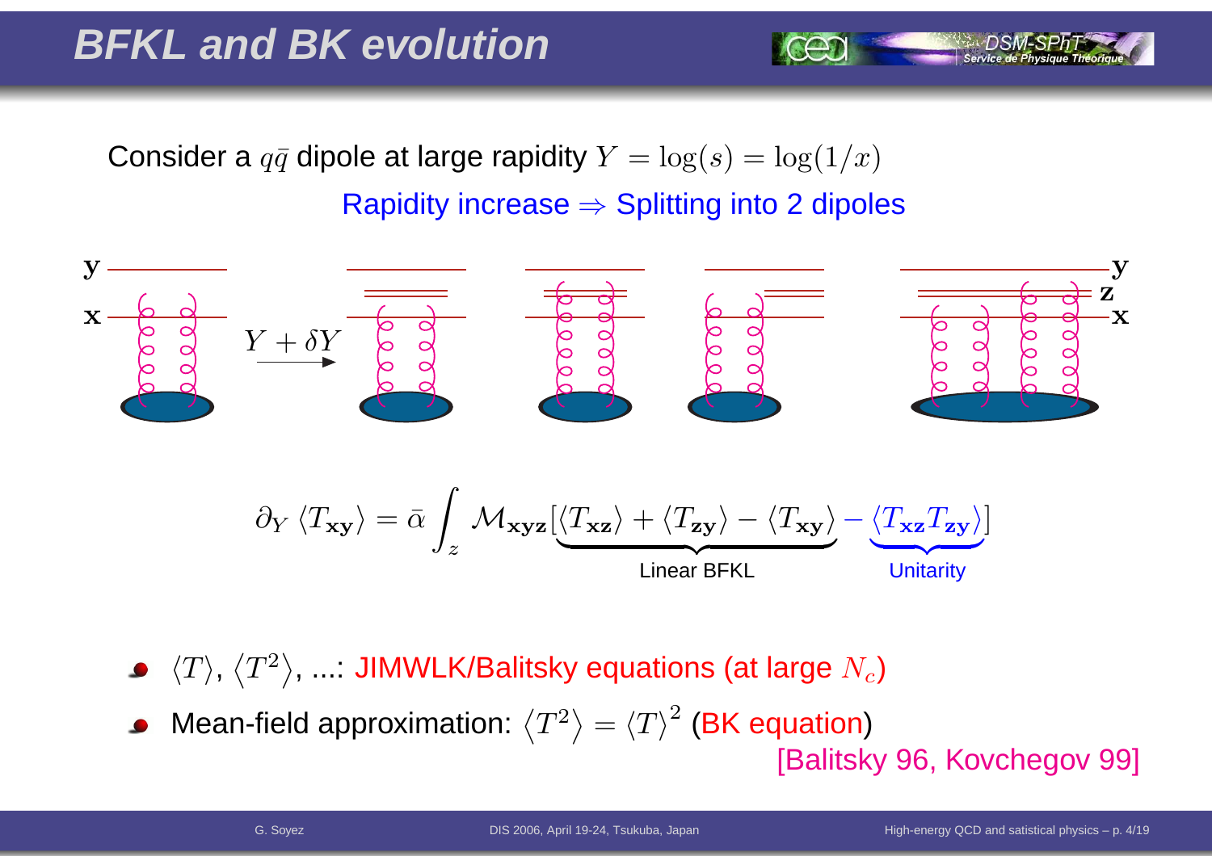# BFKL and BK evolution

Consider a $q\bar{q}$ dipole at large rapidity $Y = \log(s) = \log(1/x)$

Rapidity increase $\Rightarrow$ Splitting into 2 dipoles

$$\partial_Y \langle T_{\mathbf{xy}} \rangle = \bar{\alpha} \int_z \mathcal{M}_{\mathbf{xyz}} [\underbrace{\langle T_{\mathbf{xz}} \rangle + \langle T_{\mathbf{zy}} \rangle - \langle T_{\mathbf{xy}} \rangle}_{\text{Linear BFKL}} - \underbrace{\langle T_{\mathbf{xz}} T_{\mathbf{zy}} \rangle}_{\text{Unitarity}}]$$

- $\langle T \rangle$, $\langle T^2 \rangle$, ...: JIMWLK/Balitsky equations (at large $N_c$)
- Mean-field approximation: $\langle T^2 \rangle = \langle T \rangle^2$ (BK equation)
  [Balitsky 96, Kovchegov 99]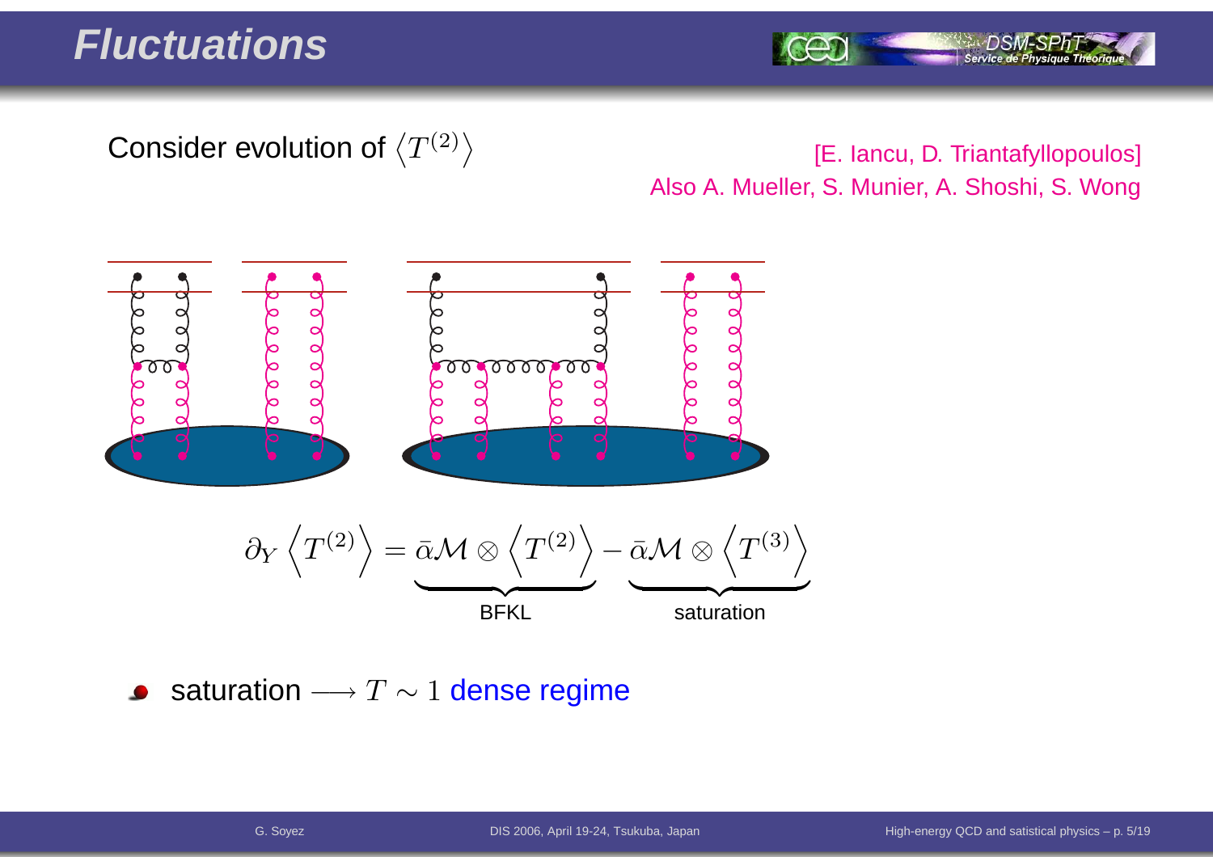# Fluctuations

Consider evolution of $\left\langle T^{(2)} \right\rangle$

[E. Iancu, D. Triantafyllopoulos]
Also A. Mueller, S. Munier, A. Shoshi, S. Wong

$$\partial_Y \left\langle T^{(2)} \right\rangle = \underbrace{\bar{\alpha}\mathcal{M} \otimes \left\langle T^{(2)} \right\rangle}_{\text{BFKL}} - \underbrace{\bar{\alpha}\mathcal{M} \otimes \left\langle T^{(3)} \right\rangle}_{\text{saturation}}$$

- saturation $\longrightarrow T \sim 1$ dense regime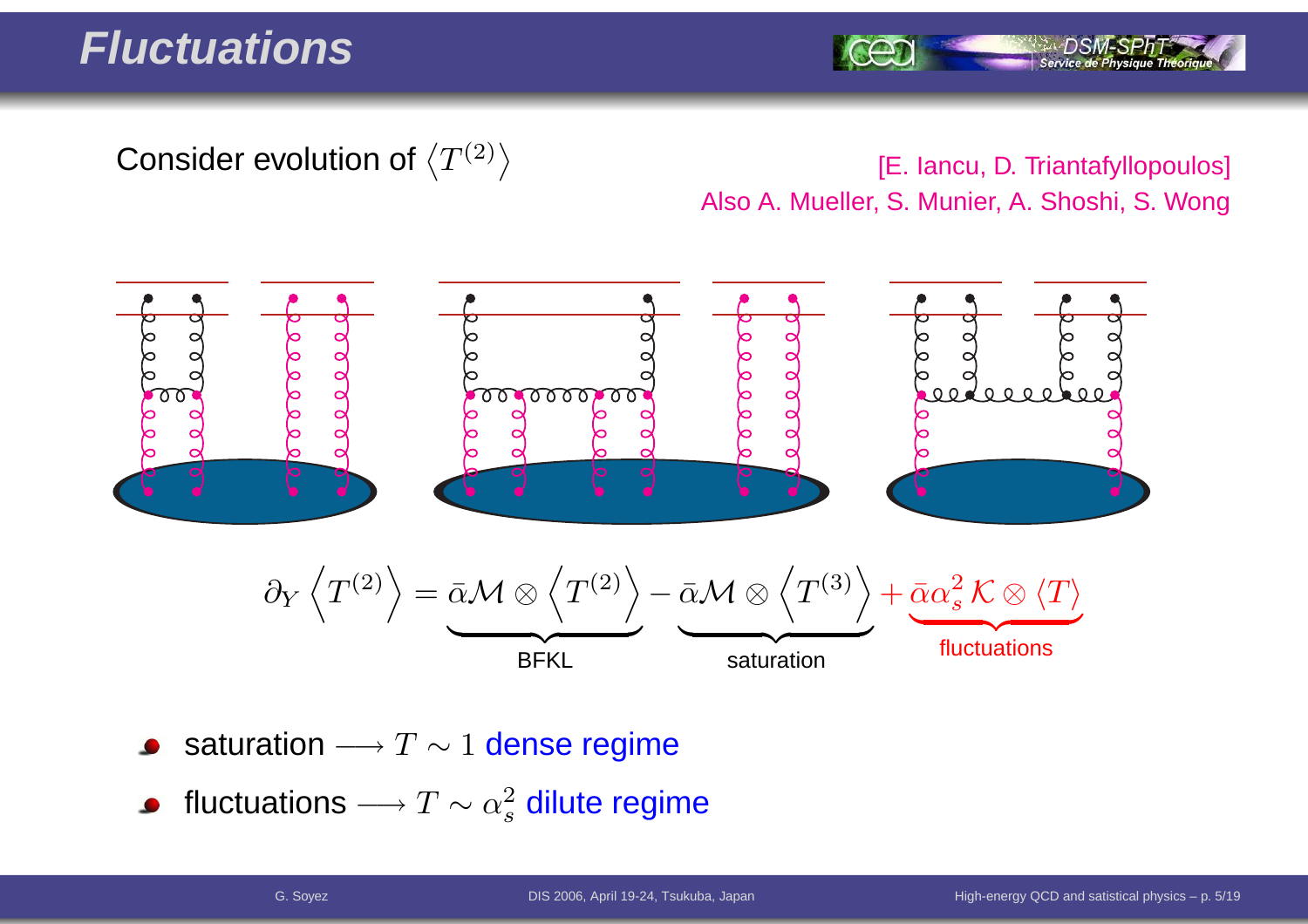# Fluctuations

Consider evolution of $\left\langle T^{(2)} \right\rangle$

[E. Iancu, D. Triantafyllopoulos]
Also A. Mueller, S. Munier, A. Shoshi, S. Wong

$$\partial_Y \left\langle T^{(2)} \right\rangle = \underbrace{\bar{\alpha}\mathcal{M} \otimes \left\langle T^{(2)} \right\rangle}_{\text{BFKL}} - \underbrace{\bar{\alpha}\mathcal{M} \otimes \left\langle T^{(3)} \right\rangle}_{\text{saturation}} + \underbrace{\bar{\alpha}\alpha_s^2\,\mathcal{K} \otimes \langle T \rangle}_{\text{fluctuations}}$$

- saturation $\longrightarrow T \sim 1$ dense regime
- fluctuations $\longrightarrow T \sim \alpha_s^2$ dilute regime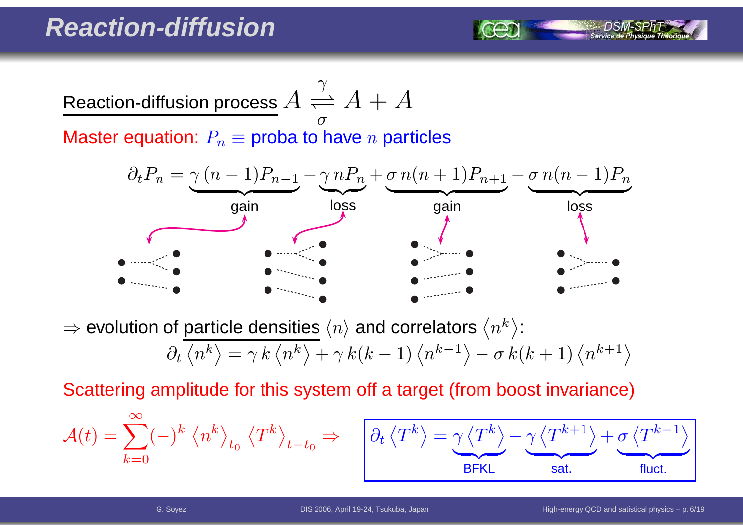# Reaction-diffusion

Reaction-diffusion process $A \underset{\sigma}{\overset{\gamma}{\rightleftharpoons}} A + A$

Master equation: $P_n \equiv$ proba to have $n$ particles

$$\partial_t P_n = \underbrace{\gamma\,(n-1)P_{n-1}}_{\text{gain}} - \underbrace{\gamma\,nP_n}_{\text{loss}} + \underbrace{\sigma\,n(n+1)P_{n+1}}_{\text{gain}} - \underbrace{\sigma\,n(n-1)P_n}_{\text{loss}}$$

$\Rightarrow$ evolution of particle densities $\langle n \rangle$ and correlators $\langle n^k \rangle$:

$$\partial_t \langle n^k \rangle = \gamma\,k\,\langle n^k \rangle + \gamma\,k(k-1)\,\langle n^{k-1} \rangle - \sigma\,k(k+1)\,\langle n^{k+1} \rangle$$

Scattering amplitude for this system off a target (from boost invariance)

$$\mathcal{A}(t) = \sum_{k=0}^{\infty} (-)^k \langle n^k \rangle_{t_0} \langle T^k \rangle_{t-t_0} \Rightarrow \quad \partial_t \langle T^k \rangle = \underbrace{\gamma \langle T^k \rangle}_{\text{BFKL}} - \underbrace{\gamma \langle T^{k+1} \rangle}_{\text{sat.}} + \underbrace{\sigma \langle T^{k-1} \rangle}_{\text{fluct.}}$$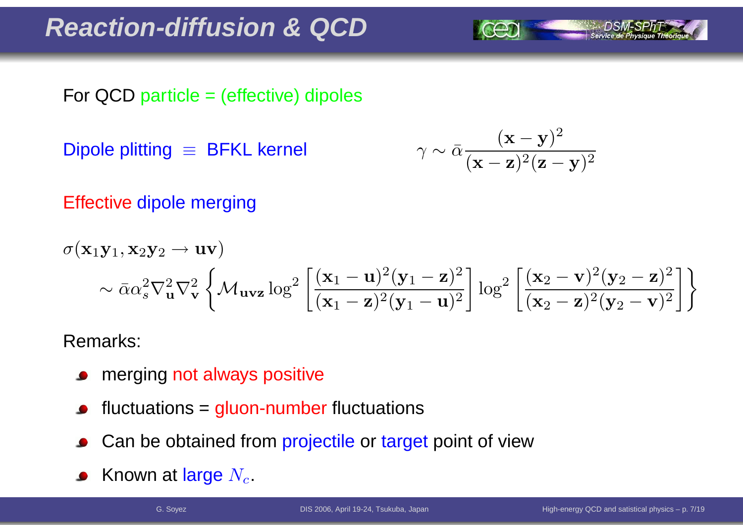# Reaction-diffusion & QCD

For QCD particle = (effective) dipoles

Dipole plitting $\equiv$ BFKL kernel

$$\gamma \sim \bar{\alpha} \frac{(\mathbf{x}-\mathbf{y})^2}{(\mathbf{x}-\mathbf{z})^2(\mathbf{z}-\mathbf{y})^2}$$

Effective dipole merging

$$\sigma(\mathbf{x}_1\mathbf{y}_1, \mathbf{x}_2\mathbf{y}_2 \to \mathbf{u}\mathbf{v})$$
$$\sim \bar{\alpha}\alpha_s^2 \nabla_{\mathbf{u}}^2 \nabla_{\mathbf{v}}^2 \left\{ \mathcal{M}_{\mathbf{uvz}} \log^2\left[\frac{(\mathbf{x}_1-\mathbf{u})^2(\mathbf{y}_1-\mathbf{z})^2}{(\mathbf{x}_1-\mathbf{z})^2(\mathbf{y}_1-\mathbf{u})^2}\right] \log^2\left[\frac{(\mathbf{x}_2-\mathbf{v})^2(\mathbf{y}_2-\mathbf{z})^2}{(\mathbf{x}_2-\mathbf{z})^2(\mathbf{y}_2-\mathbf{v})^2}\right] \right\}$$

Remarks:

- merging not always positive
- fluctuations = gluon-number fluctuations
- Can be obtained from projectile or target point of view
- Known at large $N_c$.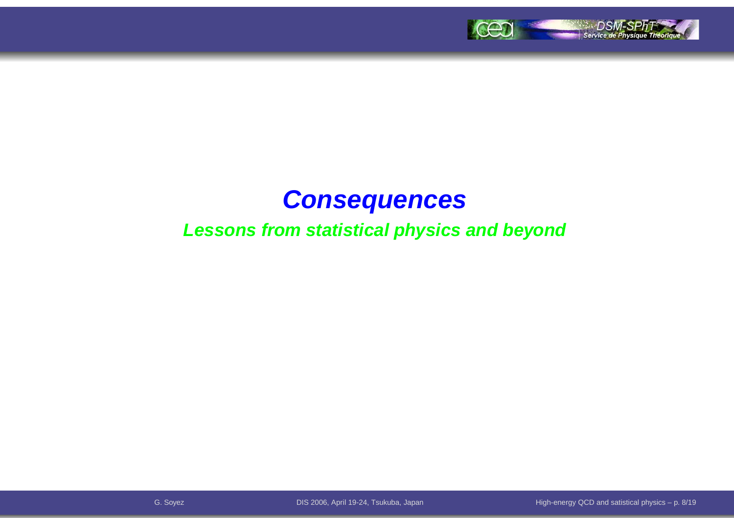# *Consequences*

## *Lessons from statistical physics and beyond*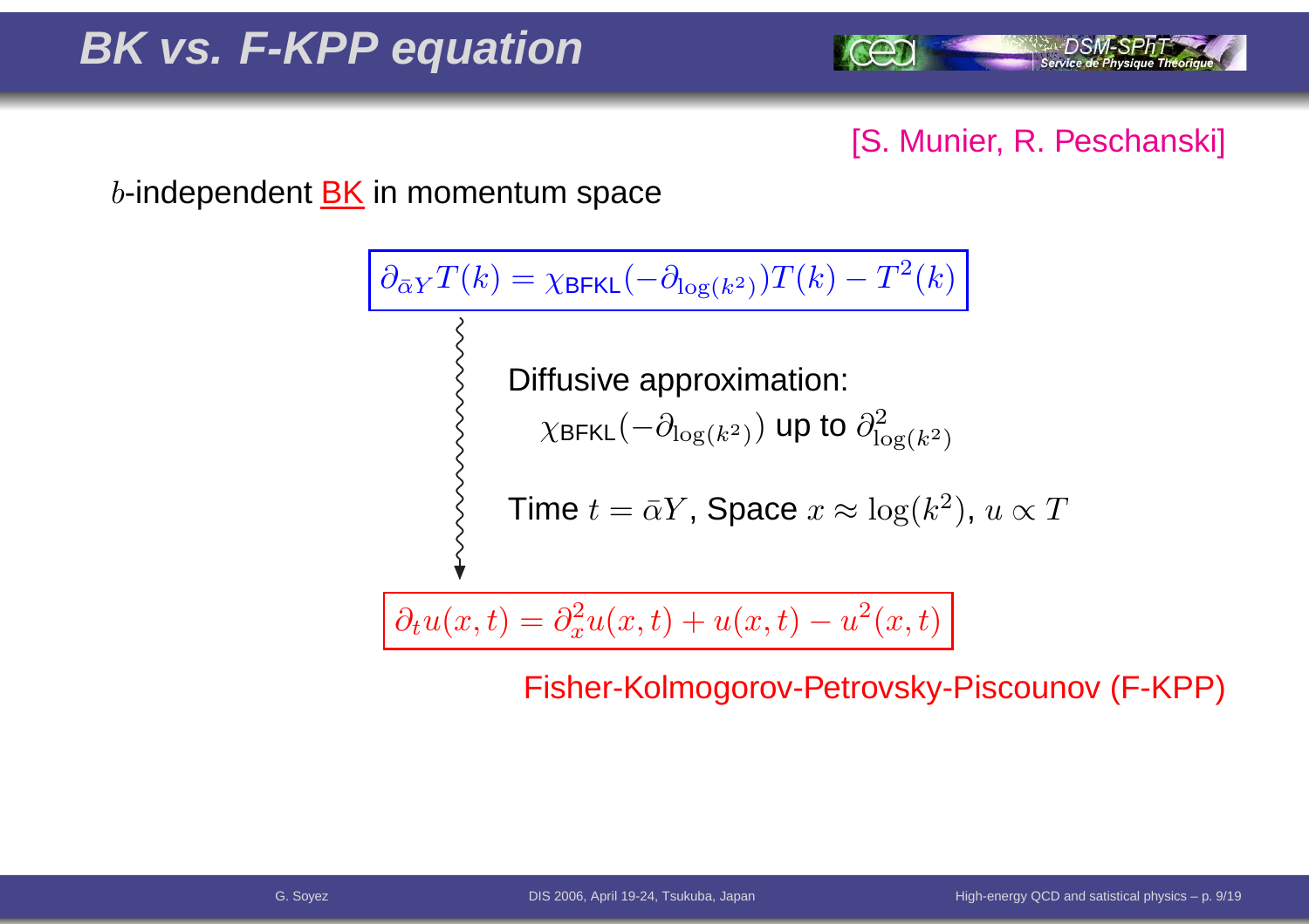# BK vs. F-KPP equation

[S. Munier, R. Peschanski]

$b$-independent BK in momentum space

$$\partial_{\bar{\alpha}Y} T(k) = \chi_{\text{BFKL}}(-\partial_{\log(k^2)}) T(k) - T^2(k)$$

Diffusive approximation:

$\chi_{\text{BFKL}}(-\partial_{\log(k^2)})$ up to $\partial^2_{\log(k^2)}$

Time $t = \bar{\alpha}Y$, Space $x \approx \log(k^2)$, $u \propto T$

$$\partial_t u(x,t) = \partial_x^2 u(x,t) + u(x,t) - u^2(x,t)$$

Fisher-Kolmogorov-Petrovsky-Piscounov (F-KPP)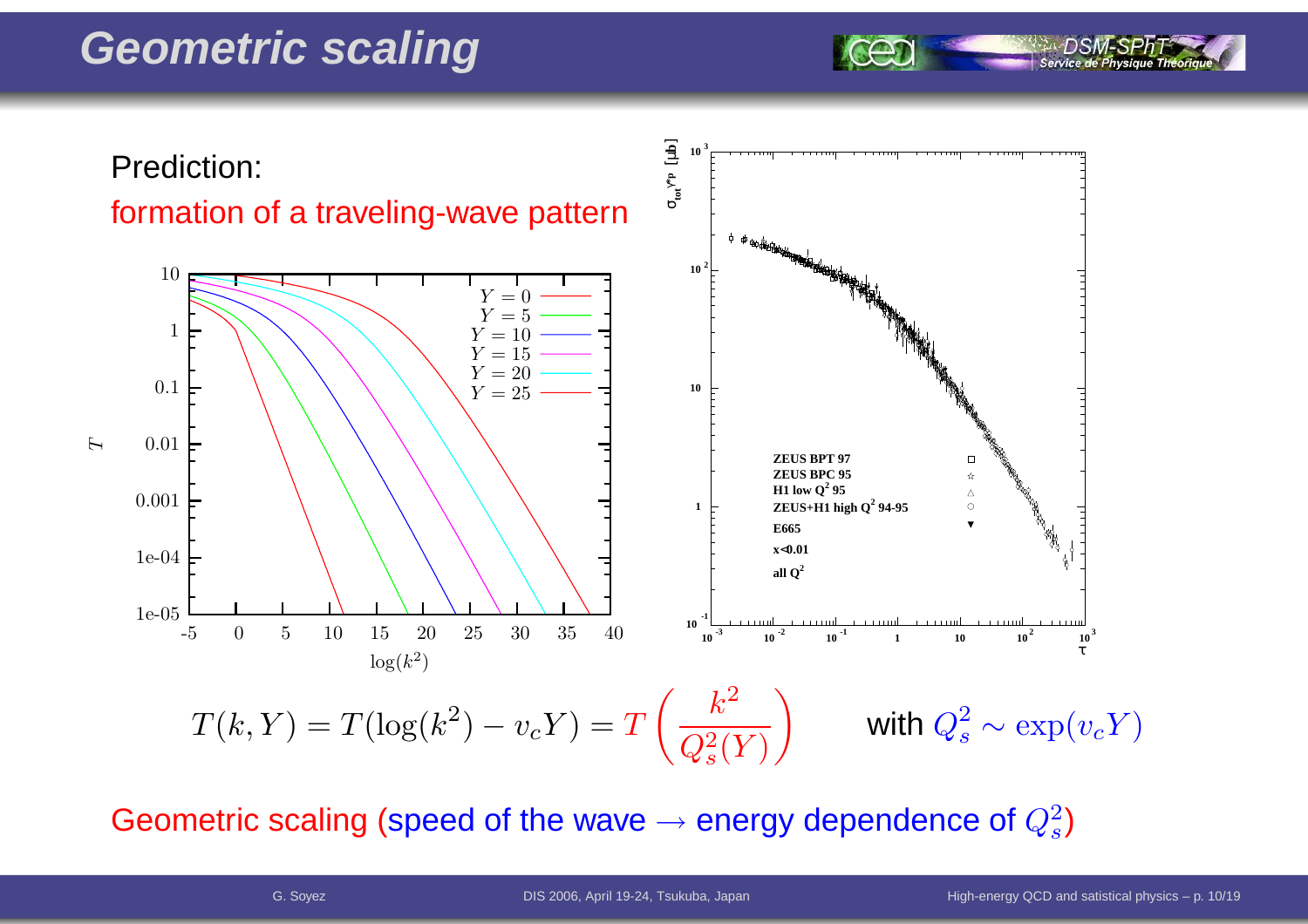# Geometric scaling

Prediction:

formation of a traveling-wave pattern

$$T(k,Y) = T(\log(k^2) - v_c Y) = T\left(\frac{k^2}{Q_s^2(Y)}\right) \qquad \text{with } Q_s^2 \sim \exp(v_c Y)$$

Geometric scaling (speed of the wave $\rightarrow$ energy dependence of $Q_s^2$)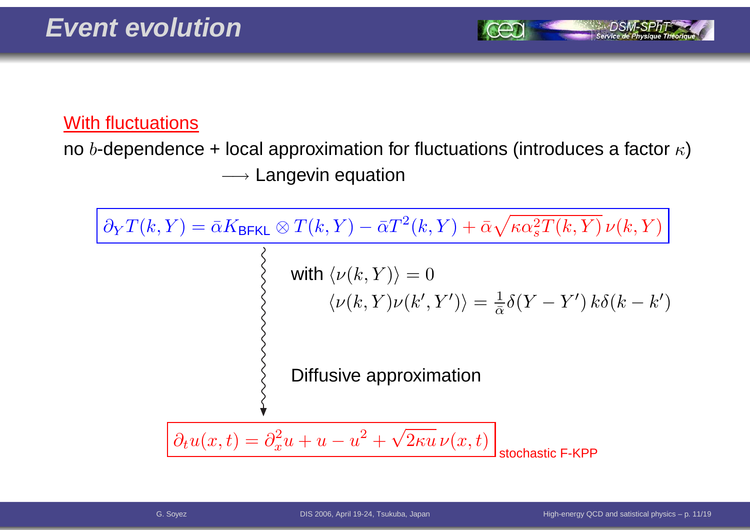# Event evolution

With fluctuations

no $b$-dependence + local approximation for fluctuations (introduces a factor $\kappa$) $\longrightarrow$ Langevin equation

$$\partial_Y T(k,Y) = \bar{\alpha} K_{\text{BFKL}} \otimes T(k,Y) - \bar{\alpha} T^2(k,Y) + \bar{\alpha}\sqrt{\kappa \alpha_s^2 T(k,Y)}\,\nu(k,Y)$$

with $\langle \nu(k,Y) \rangle = 0$

$$\langle \nu(k,Y)\nu(k',Y') \rangle = \frac{1}{\bar{\alpha}}\delta(Y-Y')\,k\delta(k-k')$$

Diffusive approximation

$$\partial_t u(x,t) = \partial_x^2 u + u - u^2 + \sqrt{2\kappa u}\,\nu(x,t)$$

stochastic F-KPP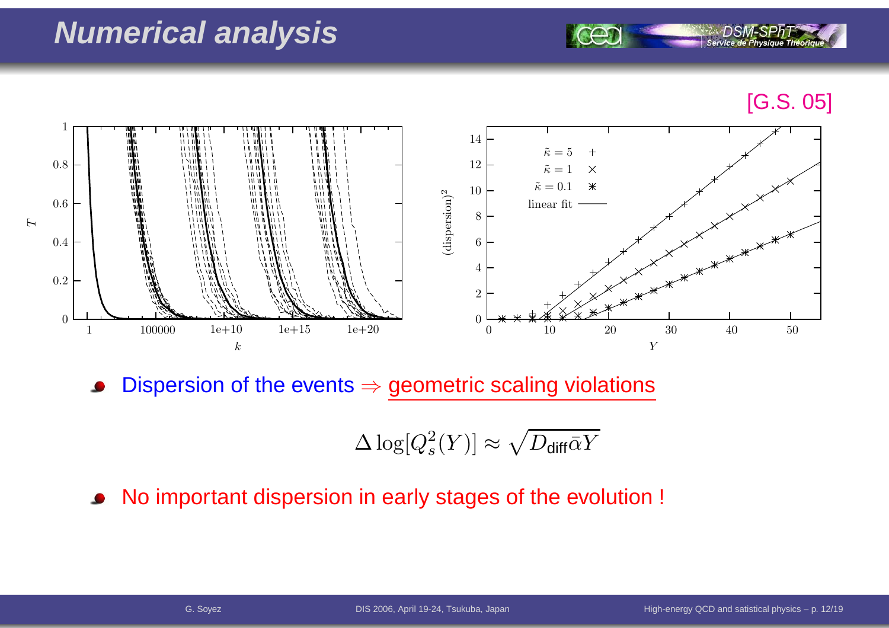# Numerical analysis

[G.S. 05]

- Dispersion of the events ⇒ geometric scaling violations

$$\Delta \log[Q_s^2(Y)] \approx \sqrt{D_{\text{diff}}\bar{\alpha}Y}$$

- No important dispersion in early stages of the evolution !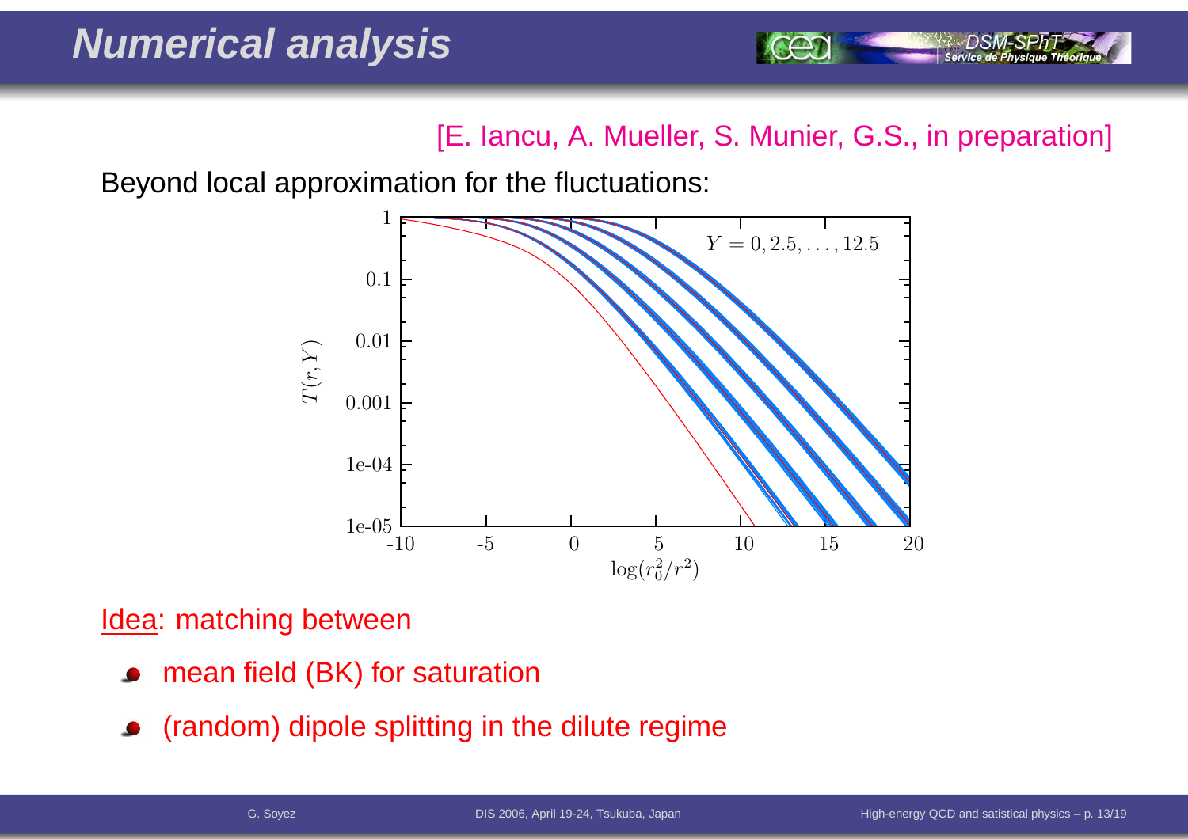# Numerical analysis

[E. Iancu, A. Mueller, S. Munier, G.S., in preparation]

Beyond local approximation for the fluctuations:

Idea: matching between

- mean field (BK) for saturation
- (random) dipole splitting in the dilute regime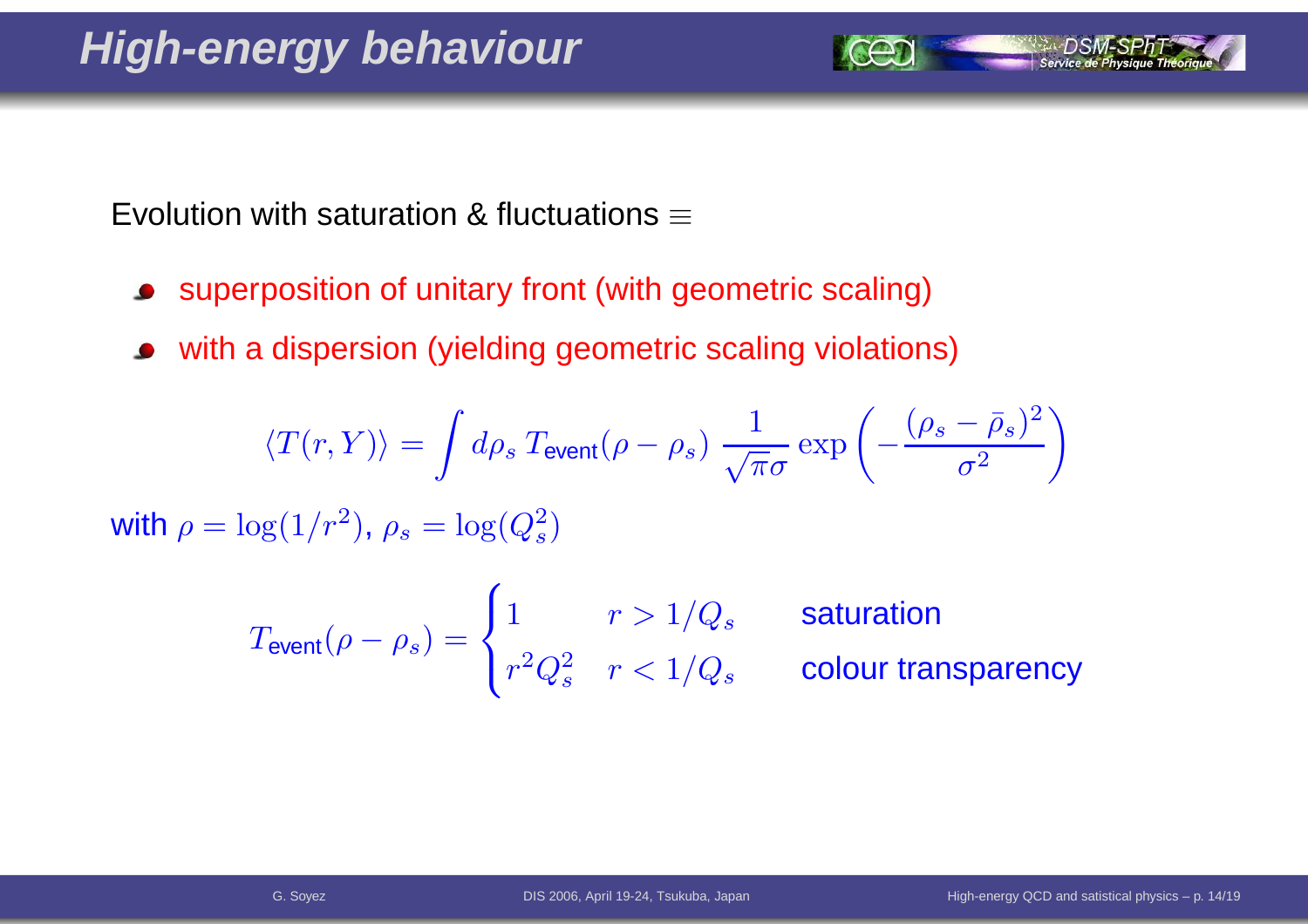# High-energy behaviour

Evolution with saturation & fluctuations $\equiv$

- superposition of unitary front (with geometric scaling)
- with a dispersion (yielding geometric scaling violations)

$$\langle T(r,Y)\rangle = \int d\rho_s \, T_{\text{event}}(\rho - \rho_s) \, \frac{1}{\sqrt{\pi}\sigma} \exp\left(-\frac{(\rho_s - \bar{\rho}_s)^2}{\sigma^2}\right)$$

with $\rho = \log(1/r^2)$, $\rho_s = \log(Q_s^2)$

$$T_{\text{event}}(\rho - \rho_s) = \begin{cases} 1 & r > 1/Q_s \qquad \text{saturation} \\ r^2 Q_s^2 & r < 1/Q_s \qquad \text{colour transparency} \end{cases}$$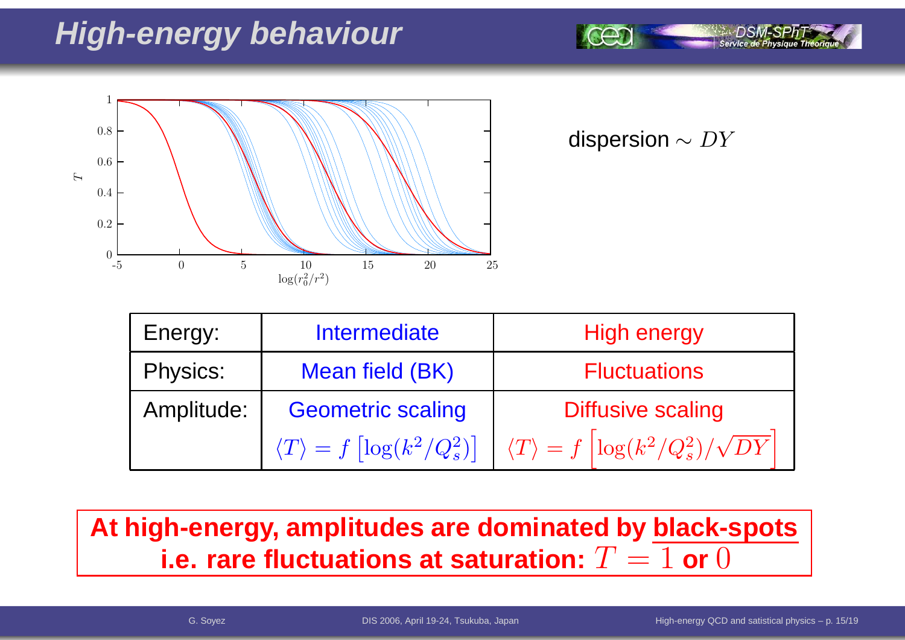# High-energy behaviour

dispersion $\sim DY$

| Energy: | Intermediate | High energy |
| --- | --- | --- |
| Physics: | Mean field (BK) | Fluctuations |
| Amplitude: | Geometric scaling $\langle T \rangle = f\left[\log(k^2/Q_s^2)\right]$ | Diffusive scaling $\langle T \rangle = f\left[\log(k^2/Q_s^2)/\sqrt{DY}\right]$ |

**At high-energy, amplitudes are dominated by black-spots i.e. rare fluctuations at saturation: $T = 1$ or $0$**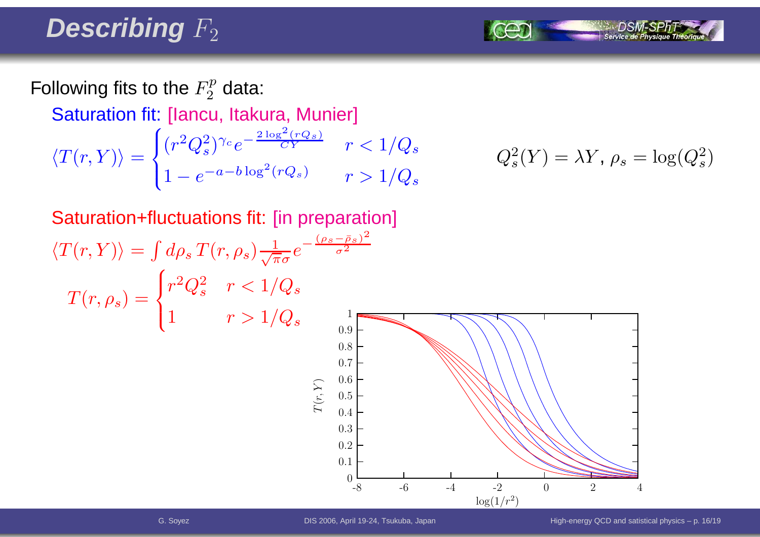# Describing $F_2$

Following fits to the $F_2^p$ data:

Saturation fit: [Iancu, Itakura, Munier]

$$\langle T(r,Y)\rangle = \begin{cases} (r^2 Q_s^2)^{\gamma_c} e^{-\frac{2\log^2(rQ_s)}{CY}} & r < 1/Q_s \\ 1 - e^{-a-b\log^2(rQ_s)} & r > 1/Q_s \end{cases}$$

$Q_s^2(Y) = \lambda Y$, $\rho_s = \log(Q_s^2)$

Saturation+fluctuations fit: [in preparation]

$$\langle T(r,Y)\rangle = \int d\rho_s\, T(r,\rho_s) \frac{1}{\sqrt{\pi}\sigma} e^{-\frac{(\rho_s-\bar{\rho}_s)^2}{\sigma^2}}$$

$$T(r,\rho_s) = \begin{cases} r^2 Q_s^2 & r < 1/Q_s \\ 1 & r > 1/Q_s \end{cases}$$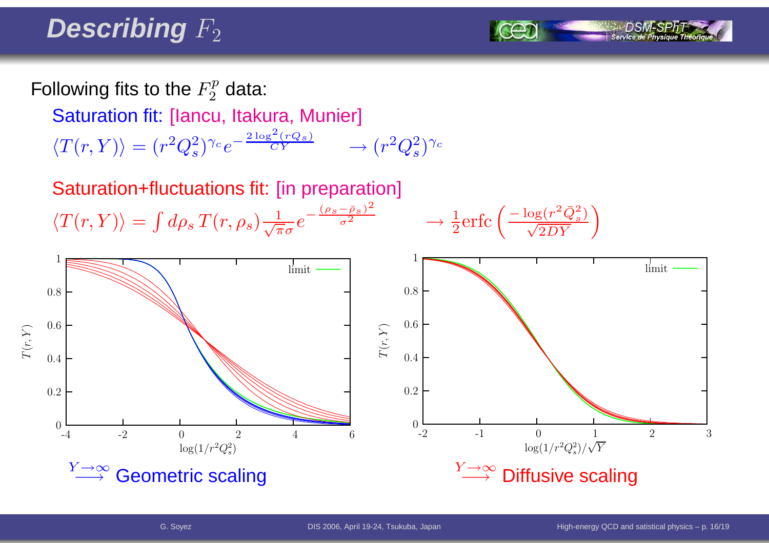# Describing $F_2$

Following fits to the $F_2^p$ data:

Saturation fit: [Iancu, Itakura, Munier]

$$\langle T(r,Y)\rangle = (r^2Q_s^2)^{\gamma_c} e^{-\frac{2\log^2(rQ_s)}{CY}} \qquad \rightarrow (r^2Q_s^2)^{\gamma_c}$$

Saturation+fluctuations fit: [in preparation]

$$\langle T(r,Y)\rangle = \int d\rho_s\, T(r,\rho_s) \frac{1}{\sqrt{\pi}\sigma} e^{-\frac{(\rho_s-\bar\rho_s)^2}{\sigma^2}} \qquad \rightarrow \frac{1}{2}\mathrm{erfc}\left(\frac{-\log(r^2\bar{Q}_s^2)}{\sqrt{2DY}}\right)$$

$\overset{Y\to\infty}{\longrightarrow}$ Geometric scaling

$\overset{Y\to\infty}{\longrightarrow}$ Diffusive scaling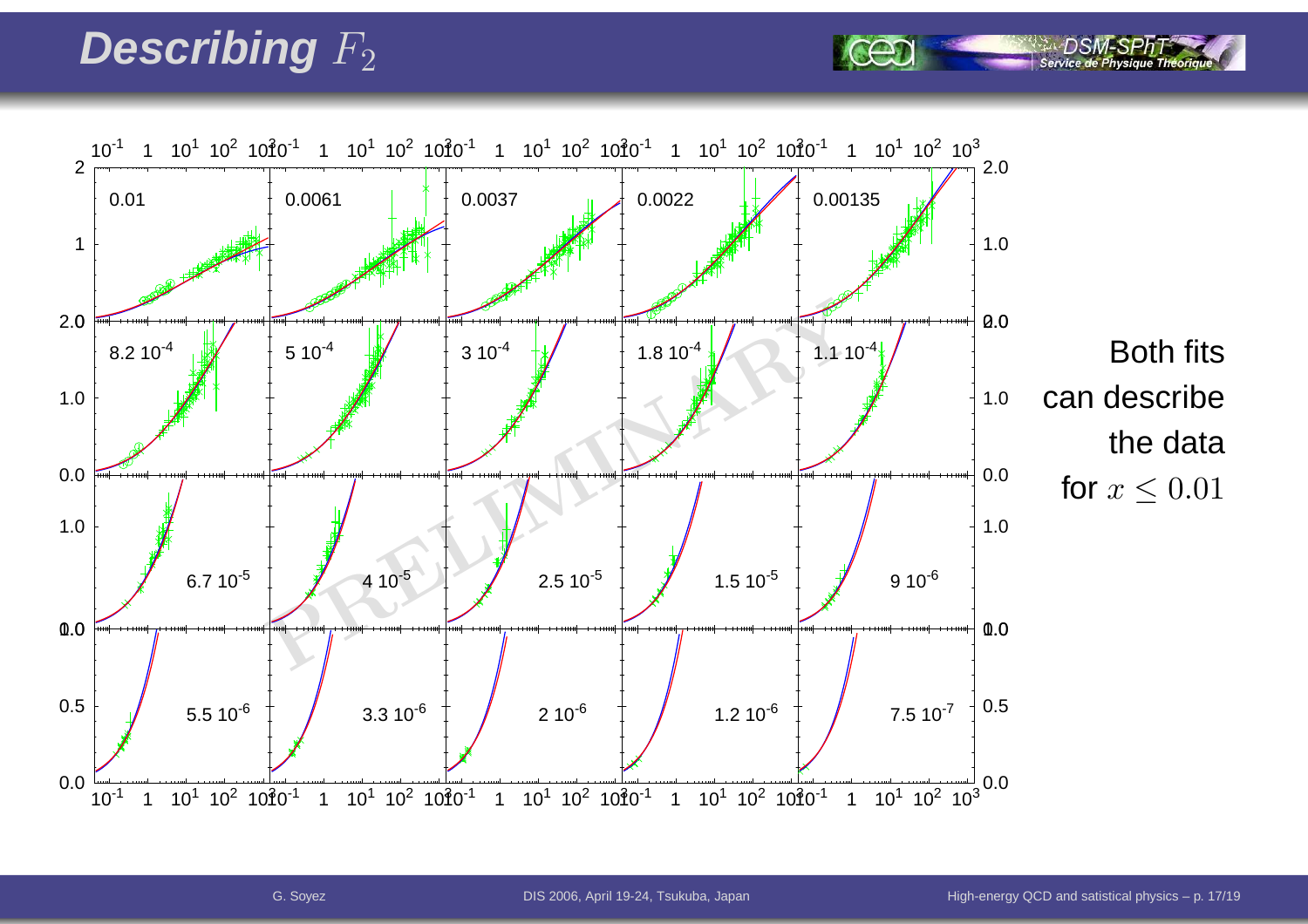# Describing $F_2$

Both fits can describe the data for $x \leq 0.01$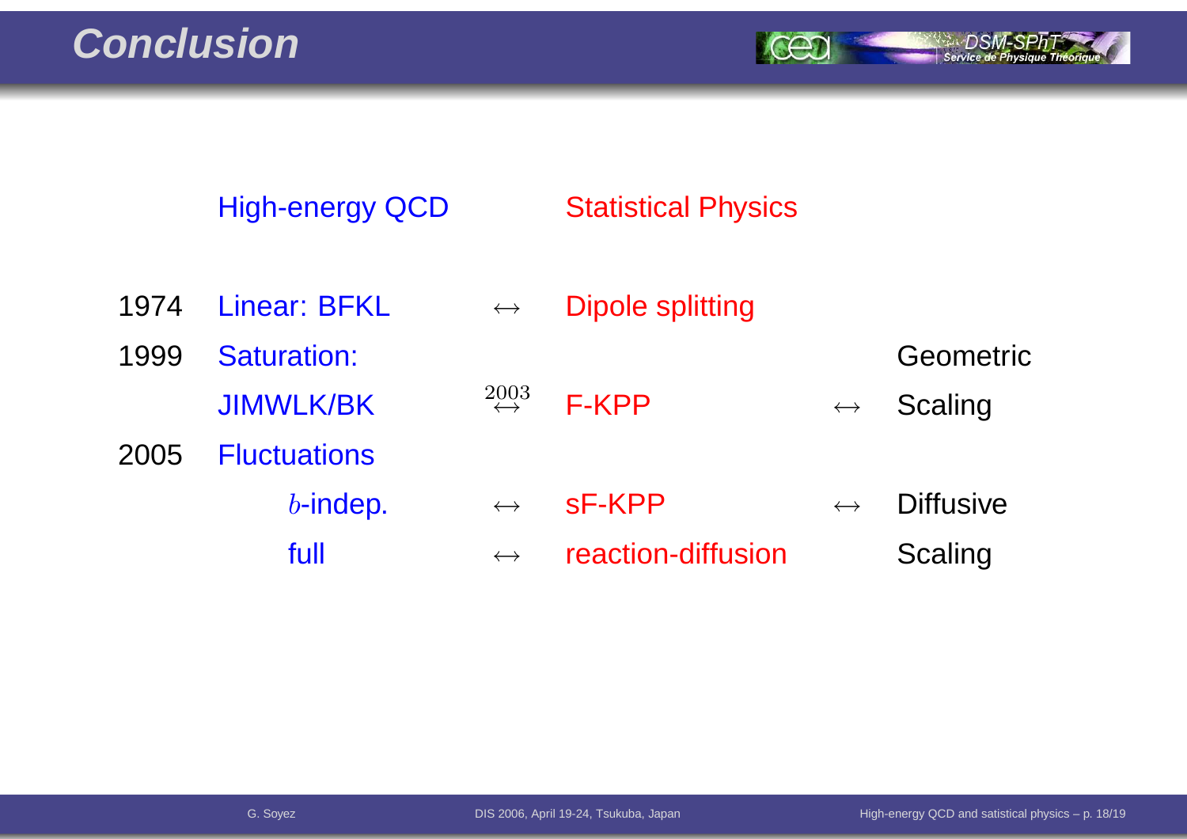# Conclusion

| | High-energy QCD | | Statistical Physics | | |
|---|---|---|---|---|---|
| 1974 | Linear: BFKL | $\leftrightarrow$ | Dipole splitting | | |
| 1999 | Saturation: | | | | Geometric |
| | JIMWLK/BK | $\overset{2003}{\leftrightarrow}$ | F-KPP | $\leftrightarrow$ | Scaling |
| 2005 | Fluctuations | | | | |
| | $b$-indep. | $\leftrightarrow$ | sF-KPP | $\leftrightarrow$ | Diffusive |
| | full | $\leftrightarrow$ | reaction-diffusion | | Scaling |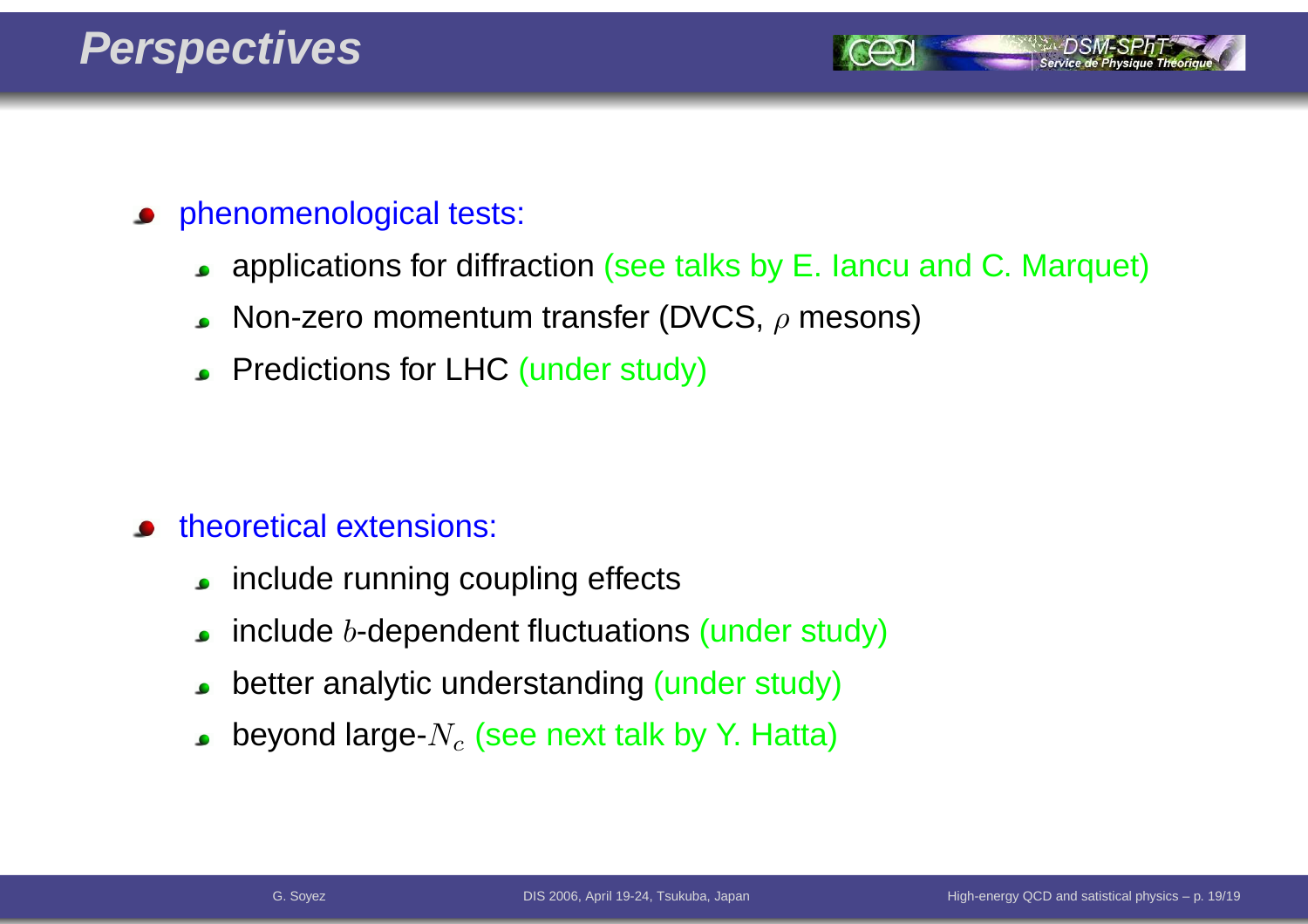# Perspectives

- phenomenological tests:
  - applications for diffraction (see talks by E. Iancu and C. Marquet)
  - Non-zero momentum transfer (DVCS, $\rho$ mesons)
  - Predictions for LHC (under study)

- theoretical extensions:
  - include running coupling effects
  - include $b$-dependent fluctuations (under study)
  - better analytic understanding (under study)
  - beyond large-$N_c$ (see next talk by Y. Hatta)